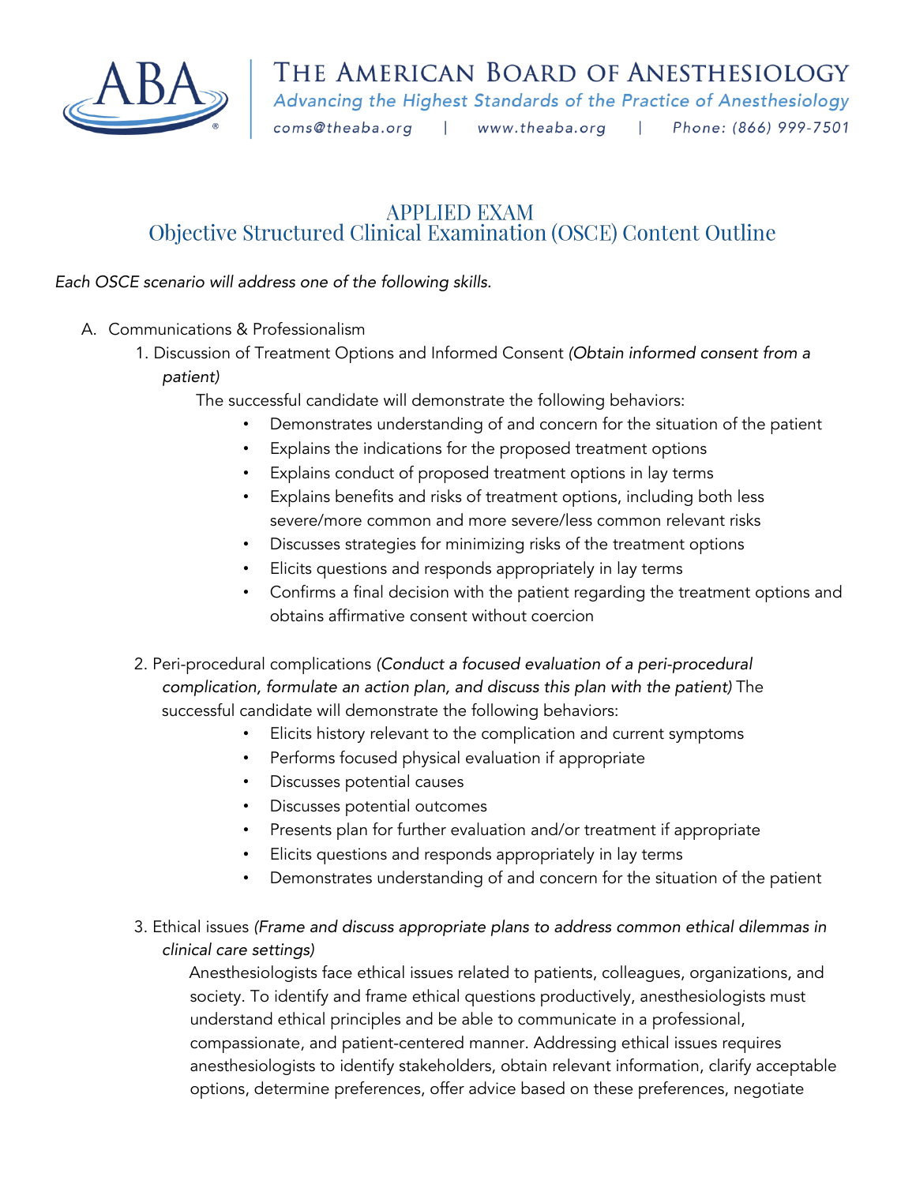# THE AMERICAN BOARD OF ANESTHESIOLOGY

*Advancing the Highest Standards of the Practice of Anesthesiology*

*coms@theaba.org | www.theaba.org | Phone: (866) 999-7501*

## APPLIED EXAM
## Objective Structured Clinical Examination (OSCE) Content Outline

*Each OSCE scenario will address one of the following skills.*

A. Communications & Professionalism

1. Discussion of Treatment Options and Informed Consent *(Obtain informed consent from a patient)*

   The successful candidate will demonstrate the following behaviors:

   - Demonstrates understanding of and concern for the situation of the patient
   - Explains the indications for the proposed treatment options
   - Explains conduct of proposed treatment options in lay terms
   - Explains benefits and risks of treatment options, including both less severe/more common and more severe/less common relevant risks
   - Discusses strategies for minimizing risks of the treatment options
   - Elicits questions and responds appropriately in lay terms
   - Confirms a final decision with the patient regarding the treatment options and obtains affirmative consent without coercion

2. Peri-procedural complications *(Conduct a focused evaluation of a peri-procedural complication, formulate an action plan, and discuss this plan with the patient)* The successful candidate will demonstrate the following behaviors:

   - Elicits history relevant to the complication and current symptoms
   - Performs focused physical evaluation if appropriate
   - Discusses potential causes
   - Discusses potential outcomes
   - Presents plan for further evaluation and/or treatment if appropriate
   - Elicits questions and responds appropriately in lay terms
   - Demonstrates understanding of and concern for the situation of the patient

3. Ethical issues *(Frame and discuss appropriate plans to address common ethical dilemmas in clinical care settings)*

   Anesthesiologists face ethical issues related to patients, colleagues, organizations, and society. To identify and frame ethical questions productively, anesthesiologists must understand ethical principles and be able to communicate in a professional, compassionate, and patient-centered manner. Addressing ethical issues requires anesthesiologists to identify stakeholders, obtain relevant information, clarify acceptable options, determine preferences, offer advice based on these preferences, negotiate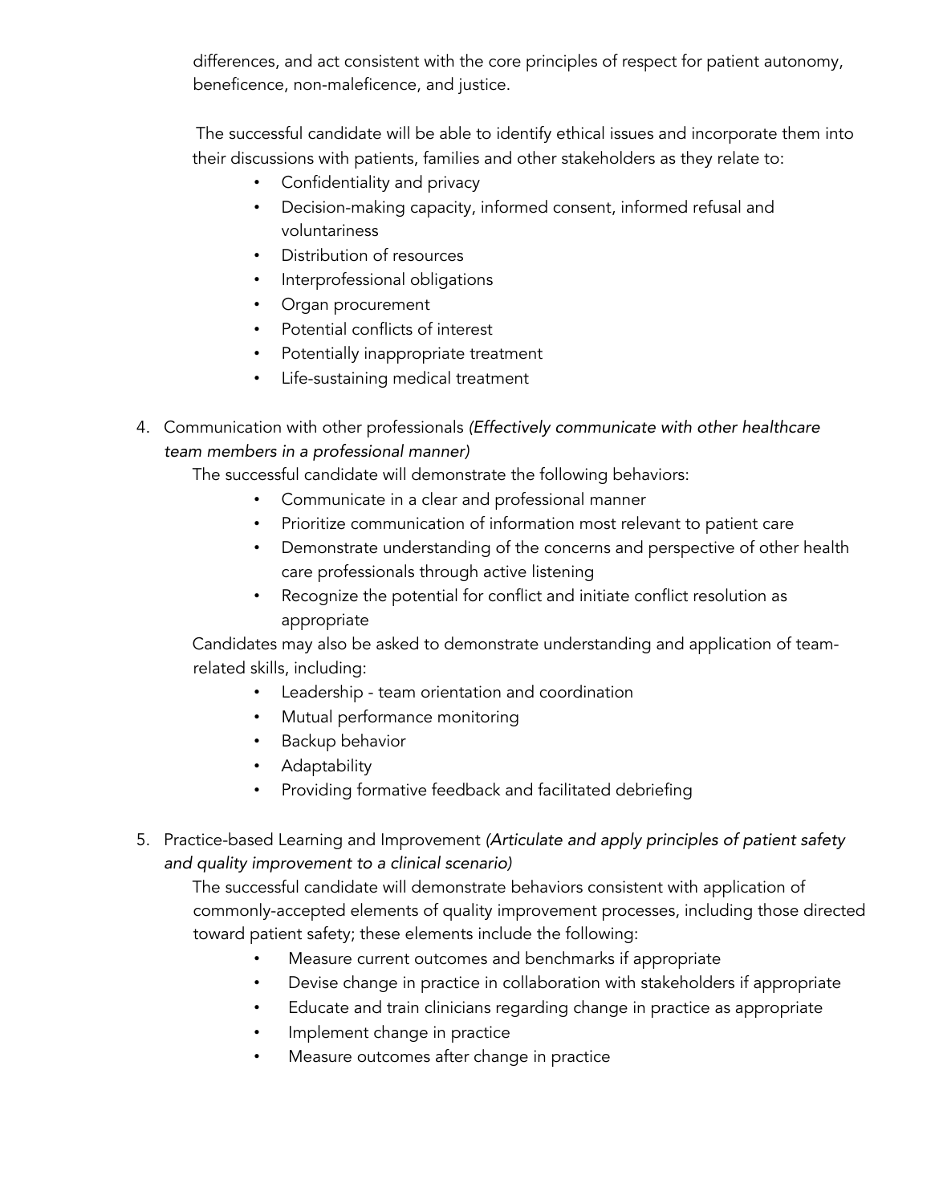differences, and act consistent with the core principles of respect for patient autonomy, beneficence, non-maleficence, and justice.

The successful candidate will be able to identify ethical issues and incorporate them into their discussions with patients, families and other stakeholders as they relate to:

- Confidentiality and privacy
- Decision-making capacity, informed consent, informed refusal and voluntariness
- Distribution of resources
- Interprofessional obligations
- Organ procurement
- Potential conflicts of interest
- Potentially inappropriate treatment
- Life-sustaining medical treatment

4. Communication with other professionals *(Effectively communicate with other healthcare team members in a professional manner)*

   The successful candidate will demonstrate the following behaviors:

   - Communicate in a clear and professional manner
   - Prioritize communication of information most relevant to patient care
   - Demonstrate understanding of the concerns and perspective of other health care professionals through active listening
   - Recognize the potential for conflict and initiate conflict resolution as appropriate

   Candidates may also be asked to demonstrate understanding and application of team-related skills, including:

   - Leadership - team orientation and coordination
   - Mutual performance monitoring
   - Backup behavior
   - Adaptability
   - Providing formative feedback and facilitated debriefing

5. Practice-based Learning and Improvement *(Articulate and apply principles of patient safety and quality improvement to a clinical scenario)*

   The successful candidate will demonstrate behaviors consistent with application of commonly-accepted elements of quality improvement processes, including those directed toward patient safety; these elements include the following:

   - Measure current outcomes and benchmarks if appropriate
   - Devise change in practice in collaboration with stakeholders if appropriate
   - Educate and train clinicians regarding change in practice as appropriate
   - Implement change in practice
   - Measure outcomes after change in practice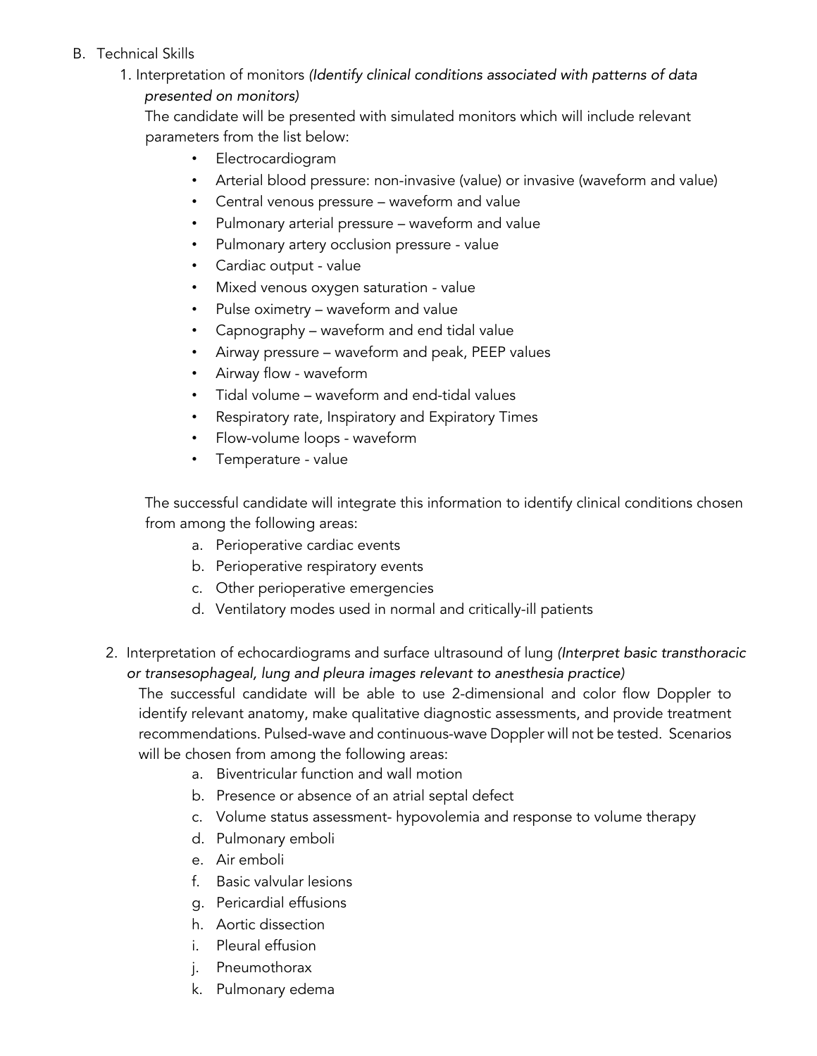B. Technical Skills

1. Interpretation of monitors *(Identify clinical conditions associated with patterns of data presented on monitors)*

   The candidate will be presented with simulated monitors which will include relevant parameters from the list below:

   - Electrocardiogram
   - Arterial blood pressure: non-invasive (value) or invasive (waveform and value)
   - Central venous pressure – waveform and value
   - Pulmonary arterial pressure – waveform and value
   - Pulmonary artery occlusion pressure - value
   - Cardiac output - value
   - Mixed venous oxygen saturation - value
   - Pulse oximetry – waveform and value
   - Capnography – waveform and end tidal value
   - Airway pressure – waveform and peak, PEEP values
   - Airway flow - waveform
   - Tidal volume – waveform and end-tidal values
   - Respiratory rate, Inspiratory and Expiratory Times
   - Flow-volume loops - waveform
   - Temperature - value

   The successful candidate will integrate this information to identify clinical conditions chosen from among the following areas:

   a. Perioperative cardiac events
   b. Perioperative respiratory events
   c. Other perioperative emergencies
   d. Ventilatory modes used in normal and critically-ill patients

2. Interpretation of echocardiograms and surface ultrasound of lung *(Interpret basic transthoracic or transesophageal, lung and pleura images relevant to anesthesia practice)*

   The successful candidate will be able to use 2-dimensional and color flow Doppler to identify relevant anatomy, make qualitative diagnostic assessments, and provide treatment recommendations. Pulsed-wave and continuous-wave Doppler will not be tested. Scenarios will be chosen from among the following areas:

   a. Biventricular function and wall motion
   b. Presence or absence of an atrial septal defect
   c. Volume status assessment- hypovolemia and response to volume therapy
   d. Pulmonary emboli
   e. Air emboli
   f. Basic valvular lesions
   g. Pericardial effusions
   h. Aortic dissection
   i. Pleural effusion
   j. Pneumothorax
   k. Pulmonary edema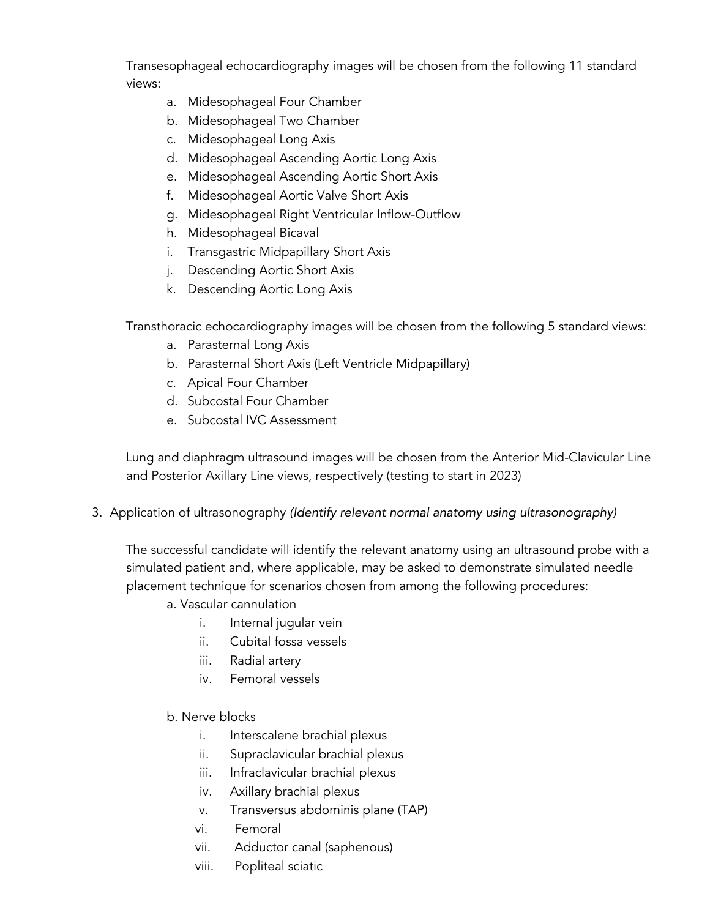Transesophageal echocardiography images will be chosen from the following 11 standard views:

a. Midesophageal Four Chamber
b. Midesophageal Two Chamber
c. Midesophageal Long Axis
d. Midesophageal Ascending Aortic Long Axis
e. Midesophageal Ascending Aortic Short Axis
f. Midesophageal Aortic Valve Short Axis
g. Midesophageal Right Ventricular Inflow-Outflow
h. Midesophageal Bicaval
i. Transgastric Midpapillary Short Axis
j. Descending Aortic Short Axis
k. Descending Aortic Long Axis

Transthoracic echocardiography images will be chosen from the following 5 standard views:

a. Parasternal Long Axis
b. Parasternal Short Axis (Left Ventricle Midpapillary)
c. Apical Four Chamber
d. Subcostal Four Chamber
e. Subcostal IVC Assessment

Lung and diaphragm ultrasound images will be chosen from the Anterior Mid-Clavicular Line and Posterior Axillary Line views, respectively (testing to start in 2023)

3. Application of ultrasonography *(Identify relevant normal anatomy using ultrasonography)*

The successful candidate will identify the relevant anatomy using an ultrasound probe with a simulated patient and, where applicable, may be asked to demonstrate simulated needle placement technique for scenarios chosen from among the following procedures:

a. Vascular cannulation

   i. Internal jugular vein
   ii. Cubital fossa vessels
   iii. Radial artery
   iv. Femoral vessels

b. Nerve blocks

   i. Interscalene brachial plexus
   ii. Supraclavicular brachial plexus
   iii. Infraclavicular brachial plexus
   iv. Axillary brachial plexus
   v. Transversus abdominis plane (TAP)
   vi. Femoral
   vii. Adductor canal (saphenous)
   viii. Popliteal sciatic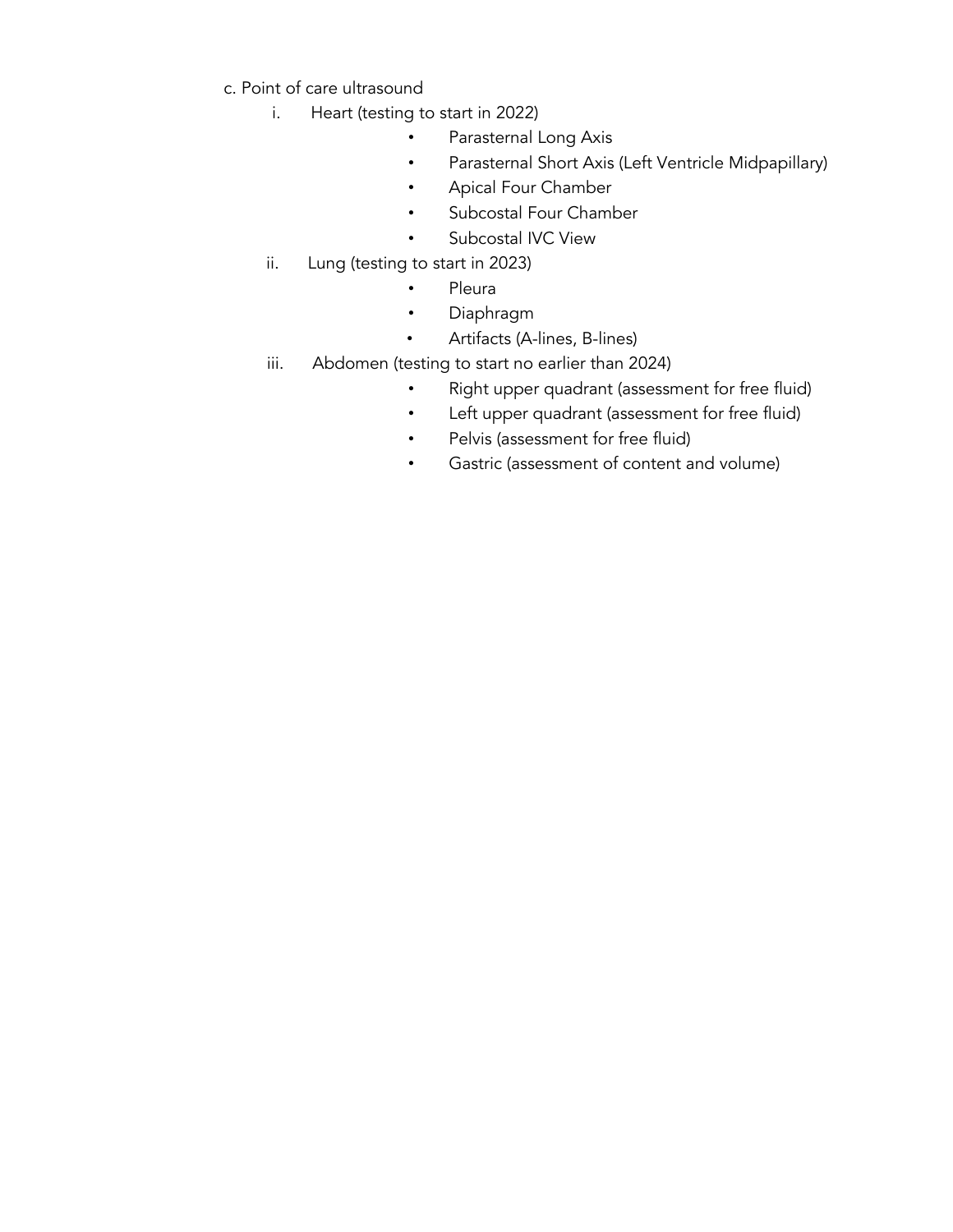c. Point of care ultrasound

i. Heart (testing to start in 2022)
   - Parasternal Long Axis
   - Parasternal Short Axis (Left Ventricle Midpapillary)
   - Apical Four Chamber
   - Subcostal Four Chamber
   - Subcostal IVC View

ii. Lung (testing to start in 2023)
   - Pleura
   - Diaphragm
   - Artifacts (A-lines, B-lines)

iii. Abdomen (testing to start no earlier than 2024)
   - Right upper quadrant (assessment for free fluid)
   - Left upper quadrant (assessment for free fluid)
   - Pelvis (assessment for free fluid)
   - Gastric (assessment of content and volume)